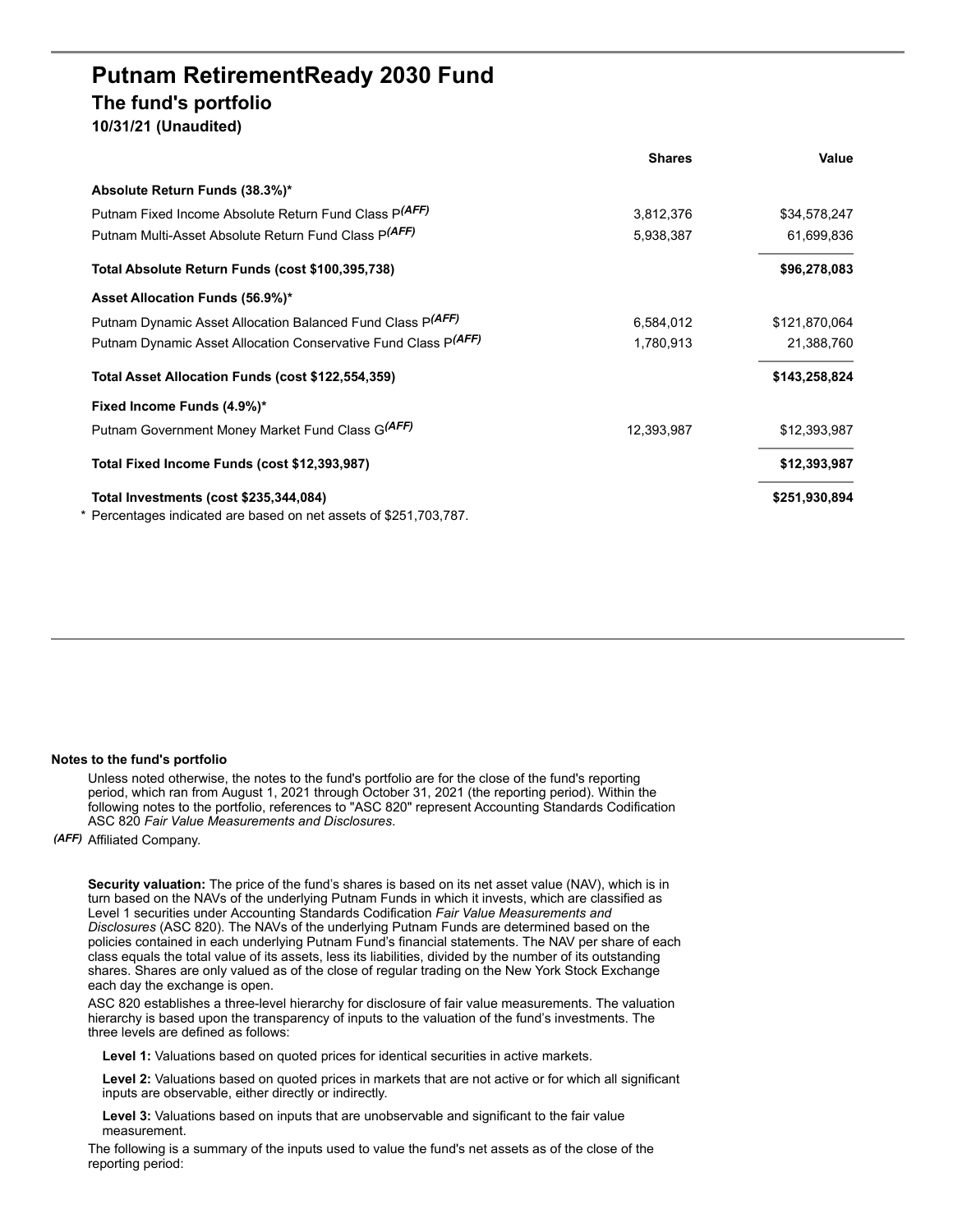# Putnam RetirementReady 2030 Fund

## The fund's portfolio

**10/31/21 (Unaudited)**

| | Shares | Value |
|---|---|---|
| **Absolute Return Funds (38.3%)*** | | |
| Putnam Fixed Income Absolute Return Fund Class P*(AFF)* | 3,812,376 | $34,578,247 |
| Putnam Multi-Asset Absolute Return Fund Class P*(AFF)* | 5,938,387 | 61,699,836 |
| **Total Absolute Return Funds (cost $100,395,738)** | | **$96,278,083** |
| **Asset Allocation Funds (56.9%)*** | | |
| Putnam Dynamic Asset Allocation Balanced Fund Class P*(AFF)* | 6,584,012 | $121,870,064 |
| Putnam Dynamic Asset Allocation Conservative Fund Class P*(AFF)* | 1,780,913 | 21,388,760 |
| **Total Asset Allocation Funds (cost $122,554,359)** | | **$143,258,824** |
| **Fixed Income Funds (4.9%)*** | | |
| Putnam Government Money Market Fund Class G*(AFF)* | 12,393,987 | $12,393,987 |
| **Total Fixed Income Funds (cost $12,393,987)** | | **$12,393,987** |
| **Total Investments (cost $235,344,084)** | | **$251,930,894** |

\* Percentages indicated are based on net assets of $251,703,787.

**Notes to the fund's portfolio**

Unless noted otherwise, the notes to the fund's portfolio are for the close of the fund's reporting period, which ran from August 1, 2021 through October 31, 2021 (the reporting period). Within the following notes to the portfolio, references to "ASC 820" represent Accounting Standards Codification ASC 820 *Fair Value Measurements and Disclosures*.

*(AFF)* Affiliated Company.

**Security valuation:** The price of the fund's shares is based on its net asset value (NAV), which is in turn based on the NAVs of the underlying Putnam Funds in which it invests, which are classified as Level 1 securities under Accounting Standards Codification *Fair Value Measurements and Disclosures* (ASC 820). The NAVs of the underlying Putnam Funds are determined based on the policies contained in each underlying Putnam Fund's financial statements. The NAV per share of each class equals the total value of its assets, less its liabilities, divided by the number of its outstanding shares. Shares are only valued as of the close of regular trading on the New York Stock Exchange each day the exchange is open.

ASC 820 establishes a three-level hierarchy for disclosure of fair value measurements. The valuation hierarchy is based upon the transparency of inputs to the valuation of the fund's investments. The three levels are defined as follows:

**Level 1:** Valuations based on quoted prices for identical securities in active markets.

**Level 2:** Valuations based on quoted prices in markets that are not active or for which all significant inputs are observable, either directly or indirectly.

**Level 3:** Valuations based on inputs that are unobservable and significant to the fair value measurement.

The following is a summary of the inputs used to value the fund's net assets as of the close of the reporting period: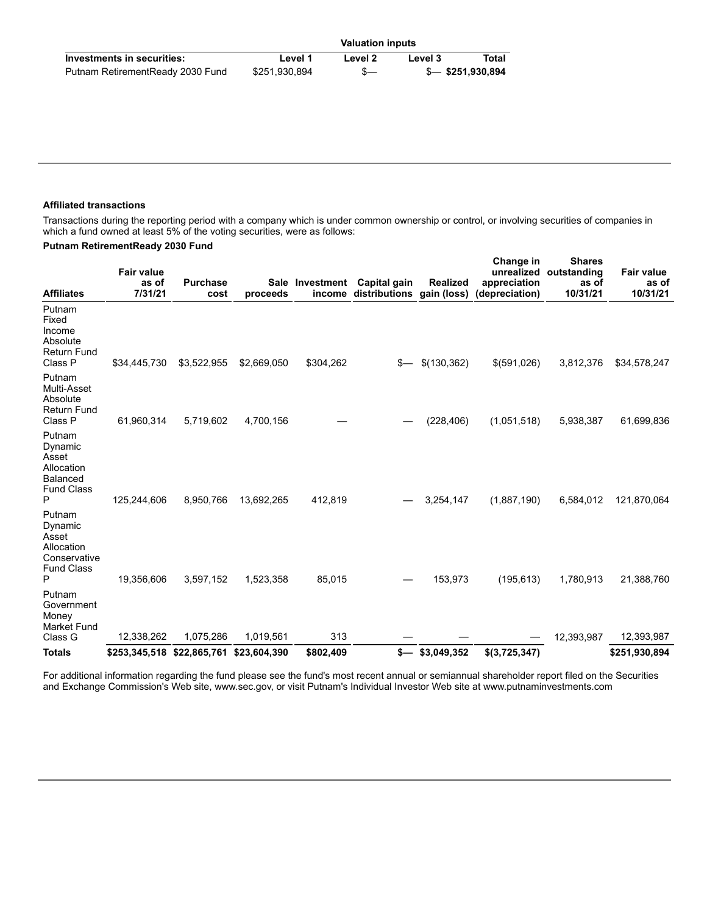| | Valuation inputs | | | |
|---|---|---|---|---|
| **Investments in securities:** | **Level 1** | **Level 2** | **Level 3** | **Total** |
| Putnam RetirementReady 2030 Fund | $251,930,894 | $— | $— | **$251,930,894** |

**Affiliated transactions**

Transactions during the reporting period with a company which is under common ownership or control, or involving securities of companies in which a fund owned at least 5% of the voting securities, were as follows:

**Putnam RetirementReady 2030 Fund**

| Affiliates | Fair value as of 7/31/21 | Purchase cost | Sale proceeds | Investment income | Capital gain distributions | Realized gain (loss) | Change in unrealized appreciation (depreciation) | Shares outstanding as of 10/31/21 | Fair value as of 10/31/21 |
|---|---|---|---|---|---|---|---|---|---|
| Putnam Fixed Income Absolute Return Fund Class P | $34,445,730 | $3,522,955 | $2,669,050 | $304,262 | $— | $(130,362) | $(591,026) | 3,812,376 | $34,578,247 |
| Putnam Multi-Asset Absolute Return Fund Class P | 61,960,314 | 5,719,602 | 4,700,156 | — | — | (228,406) | (1,051,518) | 5,938,387 | 61,699,836 |
| Putnam Dynamic Asset Allocation Balanced Fund Class P | 125,244,606 | 8,950,766 | 13,692,265 | 412,819 | — | 3,254,147 | (1,887,190) | 6,584,012 | 121,870,064 |
| Putnam Dynamic Asset Allocation Conservative Fund Class P | 19,356,606 | 3,597,152 | 1,523,358 | 85,015 | — | 153,973 | (195,613) | 1,780,913 | 21,388,760 |
| Putnam Government Money Market Fund Class G | 12,338,262 | 1,075,286 | 1,019,561 | 313 | — | — | — | 12,393,987 | 12,393,987 |
| **Totals** | **$253,345,518** | **$22,865,761** | **$23,604,390** | **$802,409** | **$—** | **$3,049,352** | **$(3,725,347)** | | **$251,930,894** |

For additional information regarding the fund please see the fund's most recent annual or semiannual shareholder report filed on the Securities and Exchange Commission's Web site, www.sec.gov, or visit Putnam's Individual Investor Web site at www.putnaminvestments.com